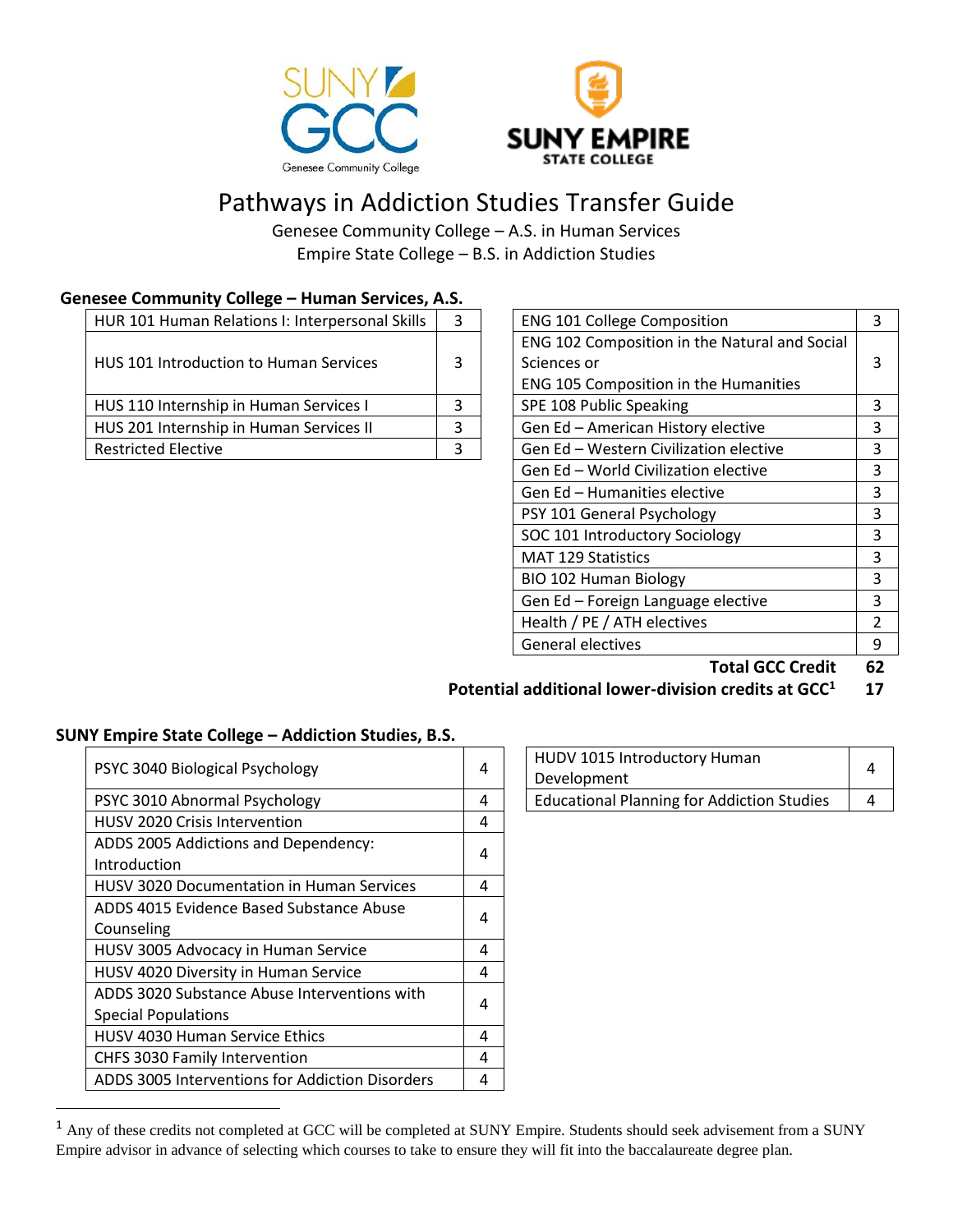# Pathways in Addiction Studies Transfer Guide

Genesee Community College – A.S. in Human Services
Empire State College – B.S. in Addiction Studies

## Genesee Community College – Human Services, A.S.

| | |
|---|---|
| HUR 101 Human Relations I: Interpersonal Skills | 3 |
| HUS 101 Introduction to Human Services | 3 |
| HUS 110 Internship in Human Services I | 3 |
| HUS 201 Internship in Human Services II | 3 |
| Restricted Elective | 3 |

| | |
|---|---|
| ENG 101 College Composition | 3 |
| ENG 102 Composition in the Natural and Social Sciences or ENG 105 Composition in the Humanities | 3 |
| SPE 108 Public Speaking | 3 |
| Gen Ed – American History elective | 3 |
| Gen Ed – Western Civilization elective | 3 |
| Gen Ed – World Civilization elective | 3 |
| Gen Ed – Humanities elective | 3 |
| PSY 101 General Psychology | 3 |
| SOC 101 Introductory Sociology | 3 |
| MAT 129 Statistics | 3 |
| BIO 102 Human Biology | 3 |
| Gen Ed – Foreign Language elective | 3 |
| Health / PE / ATH electives | 2 |
| General electives | 9 |

**Total GCC Credit 62**

**Potential additional lower-division credits at GCC[1] 17**

## SUNY Empire State College – Addiction Studies, B.S.

| | |
|---|---|
| PSYC 3040 Biological Psychology | 4 |
| PSYC 3010 Abnormal Psychology | 4 |
| HUSV 2020 Crisis Intervention | 4 |
| ADDS 2005 Addictions and Dependency: Introduction | 4 |
| HUSV 3020 Documentation in Human Services | 4 |
| ADDS 4015 Evidence Based Substance Abuse Counseling | 4 |
| HUSV 3005 Advocacy in Human Service | 4 |
| HUSV 4020 Diversity in Human Service | 4 |
| ADDS 3020 Substance Abuse Interventions with Special Populations | 4 |
| HUSV 4030 Human Service Ethics | 4 |
| CHFS 3030 Family Intervention | 4 |
| ADDS 3005 Interventions for Addiction Disorders | 4 |

| | |
|---|---|
| HUDV 1015 Introductory Human Development | 4 |
| Educational Planning for Addiction Studies | 4 |

[1] Any of these credits not completed at GCC will be completed at SUNY Empire. Students should seek advisement from a SUNY Empire advisor in advance of selecting which courses to take to ensure they will fit into the baccalaureate degree plan.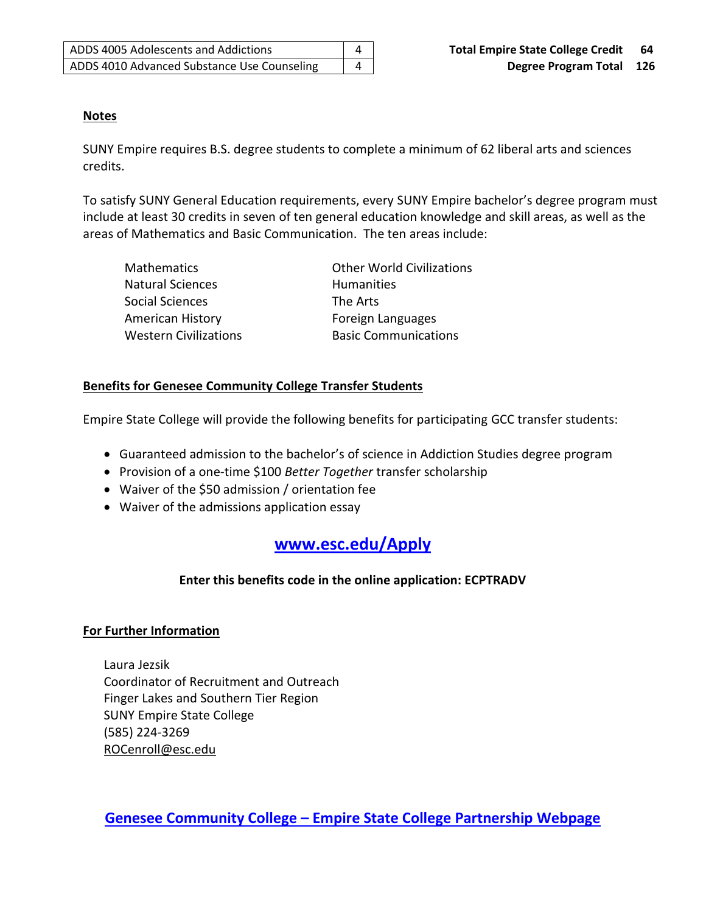| | |
|---|---|
| ADDS 4005 Adolescents and Addictions | 4 |
| ADDS 4010 Advanced Substance Use Counseling | 4 |

**Total Empire State College Credit 64**
**Degree Program Total 126**

## Notes

SUNY Empire requires B.S. degree students to complete a minimum of 62 liberal arts and sciences credits.

To satisfy SUNY General Education requirements, every SUNY Empire bachelor's degree program must include at least 30 credits in seven of ten general education knowledge and skill areas, as well as the areas of Mathematics and Basic Communication. The ten areas include:

| | |
|---|---|
| Mathematics | Other World Civilizations |
| Natural Sciences | Humanities |
| Social Sciences | The Arts |
| American History | Foreign Languages |
| Western Civilizations | Basic Communications |

## Benefits for Genesee Community College Transfer Students

Empire State College will provide the following benefits for participating GCC transfer students:

- Guaranteed admission to the bachelor's of science in Addiction Studies degree program
- Provision of a one-time $100 *Better Together* transfer scholarship
- Waiver of the $50 admission / orientation fee
- Waiver of the admissions application essay

**www.esc.edu/Apply**

**Enter this benefits code in the online application: ECPTRADV**

## For Further Information

Laura Jezsik
Coordinator of Recruitment and Outreach
Finger Lakes and Southern Tier Region
SUNY Empire State College
(585) 224-3269
ROCenroll@esc.edu

**Genesee Community College – Empire State College Partnership Webpage**